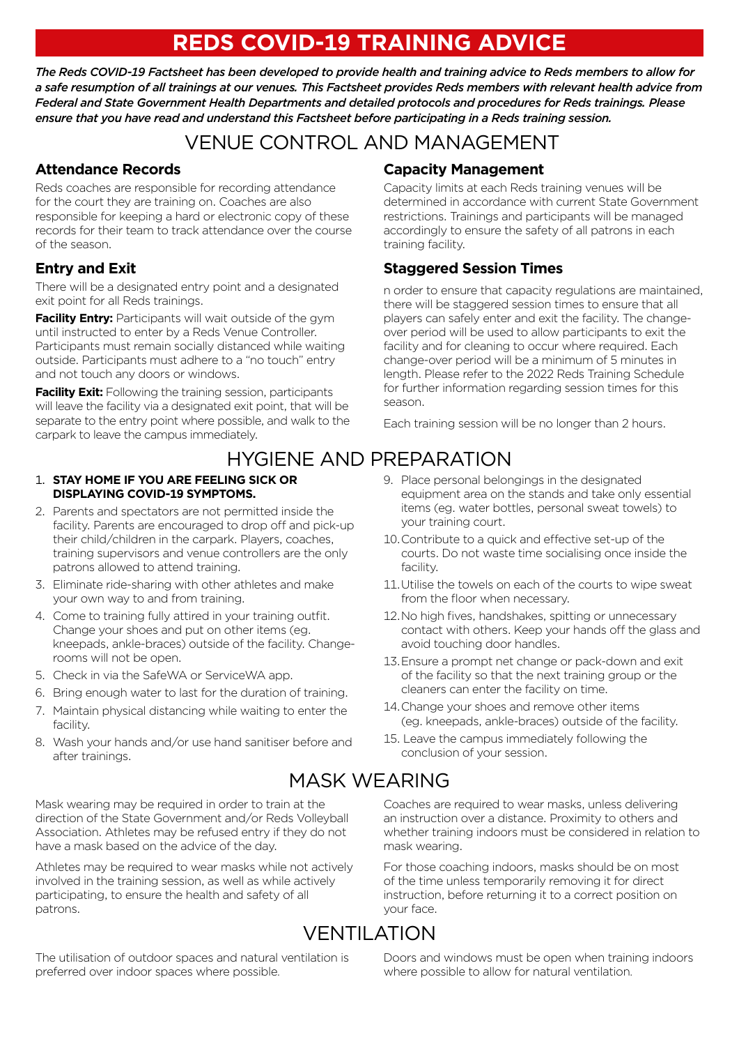# REDS COVID-19 TRAINING ADVICE

***The Reds COVID-19 Factsheet has been developed to provide health and training advice to Reds members to allow for a safe resumption of all trainings at our venues. This Factsheet provides Reds members with relevant health advice from Federal and State Government Health Departments and detailed protocols and procedures for Reds trainings. Please ensure that you have read and understand this Factsheet before participating in a Reds training session.***

## VENUE CONTROL AND MANAGEMENT

### Attendance Records

Reds coaches are responsible for recording attendance for the court they are training on. Coaches are also responsible for keeping a hard or electronic copy of these records for their team to track attendance over the course of the season.

### Entry and Exit

There will be a designated entry point and a designated exit point for all Reds trainings.

**Facility Entry:** Participants will wait outside of the gym until instructed to enter by a Reds Venue Controller. Participants must remain socially distanced while waiting outside. Participants must adhere to a "no touch" entry and not touch any doors or windows.

**Facility Exit:** Following the training session, participants will leave the facility via a designated exit point, that will be separate to the entry point where possible, and walk to the carpark to leave the campus immediately.

### Capacity Management

Capacity limits at each Reds training venues will be determined in accordance with current State Government restrictions. Trainings and participants will be managed accordingly to ensure the safety of all patrons in each training facility.

### Staggered Session Times

n order to ensure that capacity regulations are maintained, there will be staggered session times to ensure that all players can safely enter and exit the facility. The change-over period will be used to allow participants to exit the facility and for cleaning to occur where required. Each change-over period will be a minimum of 5 minutes in length. Please refer to the 2022 Reds Training Schedule for further information regarding session times for this season.

Each training session will be no longer than 2 hours.

## HYGIENE AND PREPARATION

1. **STAY HOME IF YOU ARE FEELING SICK OR DISPLAYING COVID-19 SYMPTOMS.**
2. Parents and spectators are not permitted inside the facility. Parents are encouraged to drop off and pick-up their child/children in the carpark. Players, coaches, training supervisors and venue controllers are the only patrons allowed to attend training.
3. Eliminate ride-sharing with other athletes and make your own way to and from training.
4. Come to training fully attired in your training outfit. Change your shoes and put on other items (eg. kneepads, ankle-braces) outside of the facility. Change-rooms will not be open.
5. Check in via the SafeWA or ServiceWA app.
6. Bring enough water to last for the duration of training.
7. Maintain physical distancing while waiting to enter the facility.
8. Wash your hands and/or use hand sanitiser before and after trainings.
9. Place personal belongings in the designated equipment area on the stands and take only essential items (eg. water bottles, personal sweat towels) to your training court.
10. Contribute to a quick and effective set-up of the courts. Do not waste time socialising once inside the facility.
11. Utilise the towels on each of the courts to wipe sweat from the floor when necessary.
12. No high fives, handshakes, spitting or unnecessary contact with others. Keep your hands off the glass and avoid touching door handles.
13. Ensure a prompt net change or pack-down and exit of the facility so that the next training group or the cleaners can enter the facility on time.
14. Change your shoes and remove other items (eg. kneepads, ankle-braces) outside of the facility.
15. Leave the campus immediately following the conclusion of your session.

## MASK WEARING

Mask wearing may be required in order to train at the direction of the State Government and/or Reds Volleyball Association. Athletes may be refused entry if they do not have a mask based on the advice of the day.

Athletes may be required to wear masks while not actively involved in the training session, as well as while actively participating, to ensure the health and safety of all patrons.

Coaches are required to wear masks, unless delivering an instruction over a distance. Proximity to others and whether training indoors must be considered in relation to mask wearing.

For those coaching indoors, masks should be on most of the time unless temporarily removing it for direct instruction, before returning it to a correct position on your face.

## VENTILATION

The utilisation of outdoor spaces and natural ventilation is preferred over indoor spaces where possible.

Doors and windows must be open when training indoors where possible to allow for natural ventilation.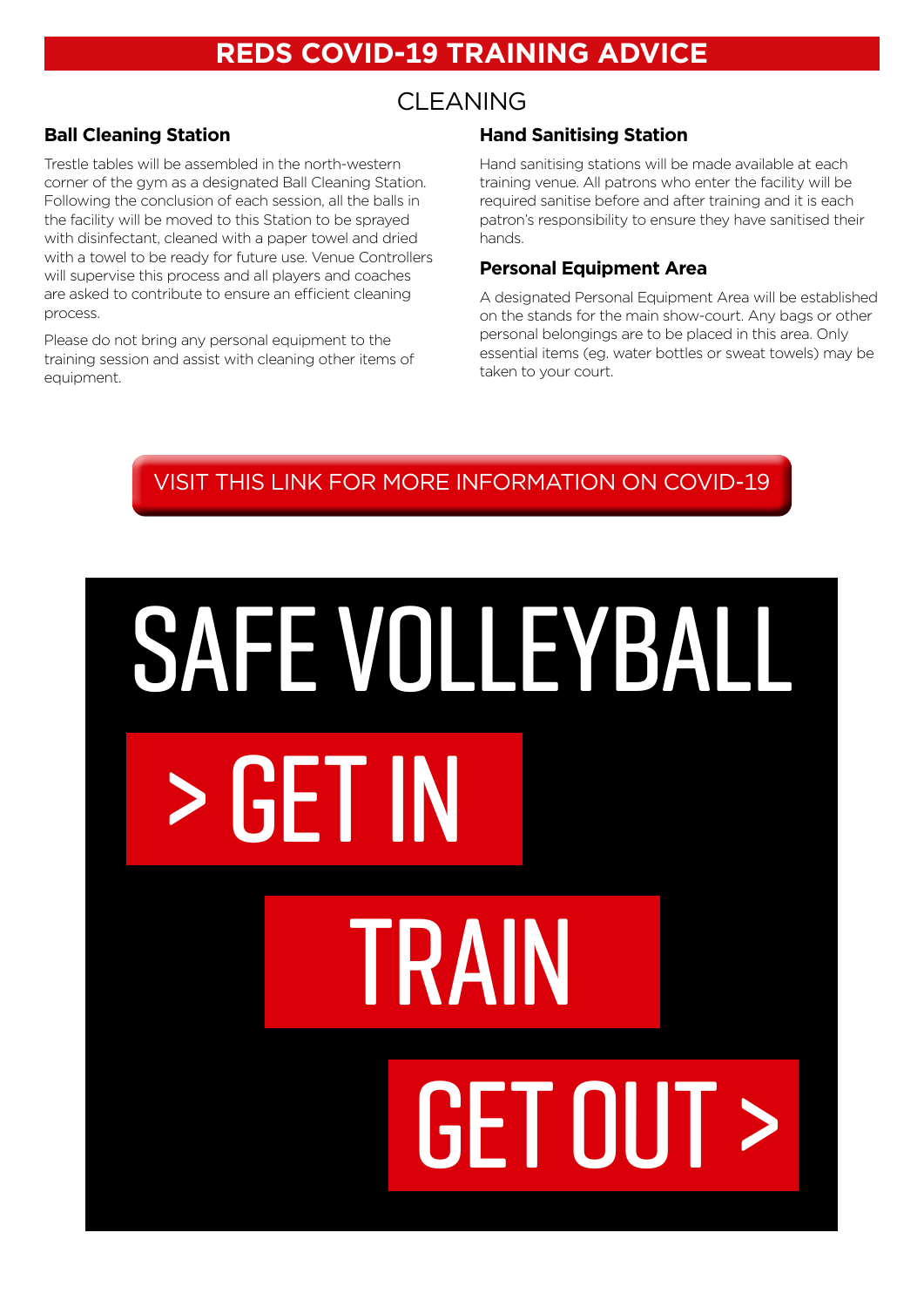# REDS COVID-19 TRAINING ADVICE

## CLEANING

### Ball Cleaning Station

Trestle tables will be assembled in the north-western corner of the gym as a designated Ball Cleaning Station. Following the conclusion of each session, all the balls in the facility will be moved to this Station to be sprayed with disinfectant, cleaned with a paper towel and dried with a towel to be ready for future use. Venue Controllers will supervise this process and all players and coaches are asked to contribute to ensure an efficient cleaning process.

Please do not bring any personal equipment to the training session and assist with cleaning other items of equipment.

### Hand Sanitising Station

Hand sanitising stations will be made available at each training venue. All patrons who enter the facility will be required sanitise before and after training and it is each patron's responsibility to ensure they have sanitised their hands.

### Personal Equipment Area

A designated Personal Equipment Area will be established on the stands for the main show-court. Any bags or other personal belongings are to be placed in this area. Only essential items (eg. water bottles or sweat towels) may be taken to your court.

VISIT THIS LINK FOR MORE INFORMATION ON COVID-19

SAFE VOLLEYBALL

> GET IN

TRAIN

GET OUT >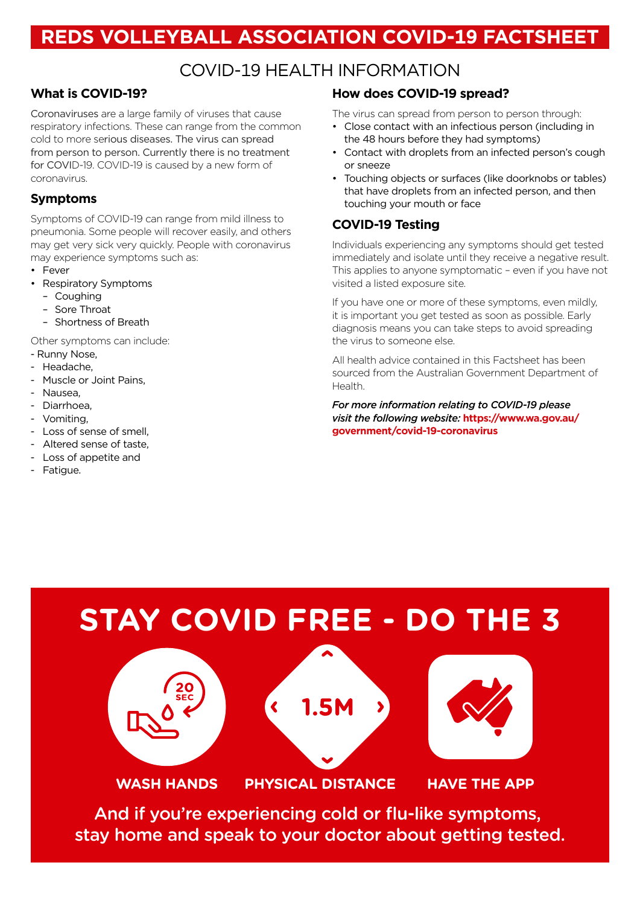# REDS VOLLEYBALL ASSOCIATION COVID-19 FACTSHEET

## COVID-19 HEALTH INFORMATION

### What is COVID-19?

Coronaviruses are a large family of viruses that cause respiratory infections. These can range from the common cold to more serious diseases. The virus can spread from person to person. Currently there is no treatment for COVID-19. COVID-19 is caused by a new form of coronavirus.

### Symptoms

Symptoms of COVID-19 can range from mild illness to pneumonia. Some people will recover easily, and others may get very sick very quickly. People with coronavirus may experience symptoms such as:

- Fever
- Respiratory Symptoms
  - Coughing
  - Sore Throat
  - Shortness of Breath

Other symptoms can include:

- Runny Nose,
- Headache,
- Muscle or Joint Pains,
- Nausea,
- Diarrhoea,
- Vomiting,
- Loss of sense of smell,
- Altered sense of taste,
- Loss of appetite and
- Fatigue.

### How does COVID-19 spread?

The virus can spread from person to person through:

- Close contact with an infectious person (including in the 48 hours before they had symptoms)
- Contact with droplets from an infected person's cough or sneeze
- Touching objects or surfaces (like doorknobs or tables) that have droplets from an infected person, and then touching your mouth or face

### COVID-19 Testing

Individuals experiencing any symptoms should get tested immediately and isolate until they receive a negative result. This applies to anyone symptomatic – even if you have not visited a listed exposure site.

If you have one or more of these symptoms, even mildly, it is important you get tested as soon as possible. Early diagnosis means you can take steps to avoid spreading the virus to someone else.

All health advice contained in this Factsheet has been sourced from the Australian Government Department of Health.

***For more information relating to COVID-19 please visit the following website:* https://www.wa.gov.au/government/covid-19-coronavirus**

## STAY COVID FREE - DO THE 3

20 SEC

**WASH HANDS**

1.5M

**PHYSICAL DISTANCE**

**HAVE THE APP**

And if you're experiencing cold or flu-like symptoms, stay home and speak to your doctor about getting tested.